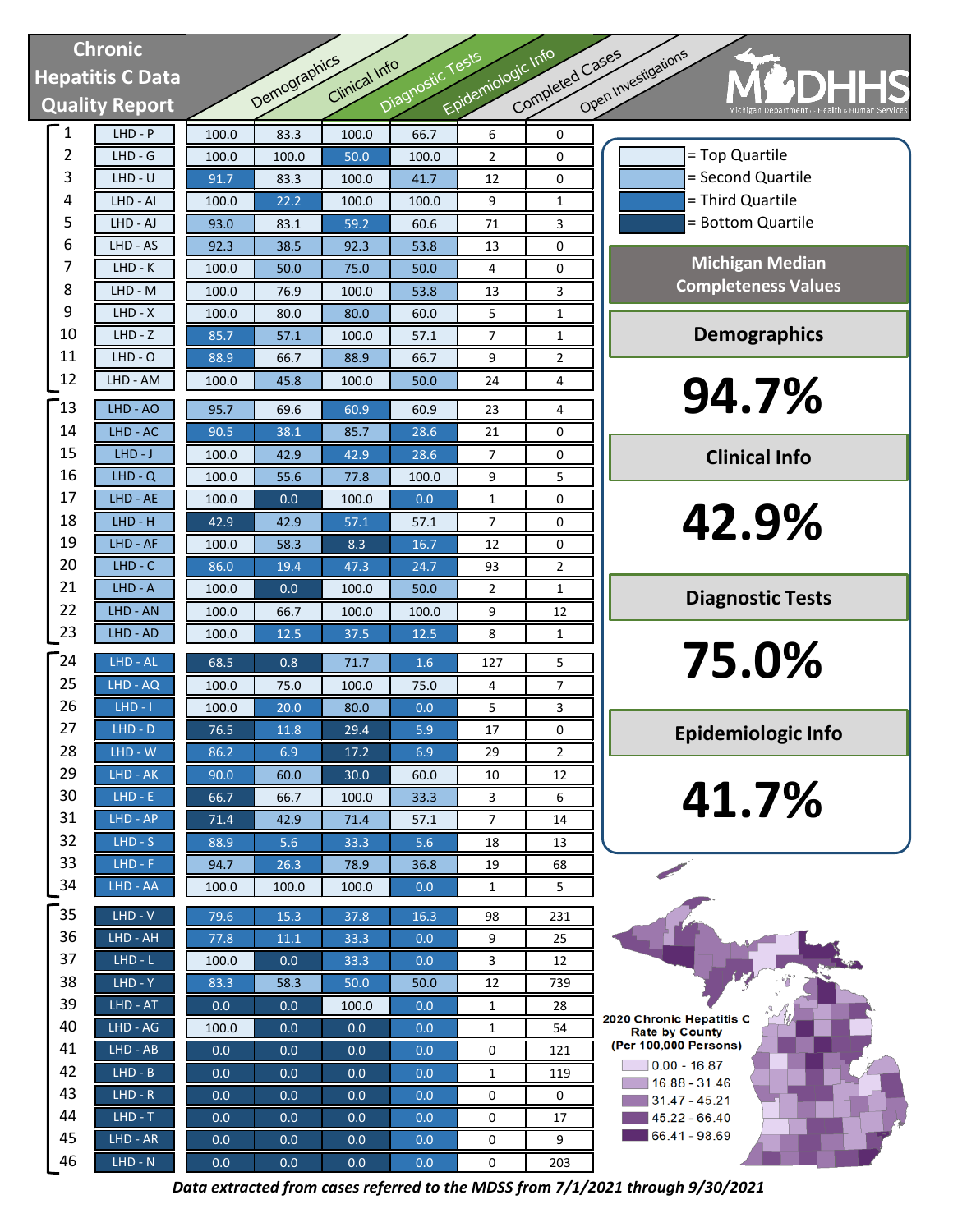# Chronic Hepatitis C Data Quality Report

| # | LHD | Demographics | Clinical Info | Diagnostic Tests | Epidemiologic Info | Completed Cases | Open Investigations |
|---|---|---|---|---|---|---|---|
| 1 | LHD - P | 100.0 | 83.3 | 100.0 | 66.7 | 6 | 0 |
| 2 | LHD - G | 100.0 | 100.0 | 50.0 | 100.0 | 2 | 0 |
| 3 | LHD - U | 91.7 | 83.3 | 100.0 | 41.7 | 12 | 0 |
| 4 | LHD - AI | 100.0 | 22.2 | 100.0 | 100.0 | 9 | 1 |
| 5 | LHD - AJ | 93.0 | 83.1 | 59.2 | 60.6 | 71 | 3 |
| 6 | LHD - AS | 92.3 | 38.5 | 92.3 | 53.8 | 13 | 0 |
| 7 | LHD - K | 100.0 | 50.0 | 75.0 | 50.0 | 4 | 0 |
| 8 | LHD - M | 100.0 | 76.9 | 100.0 | 53.8 | 13 | 3 |
| 9 | LHD - X | 100.0 | 80.0 | 80.0 | 60.0 | 5 | 1 |
| 10 | LHD - Z | 85.7 | 57.1 | 100.0 | 57.1 | 7 | 1 |
| 11 | LHD - O | 88.9 | 66.7 | 88.9 | 66.7 | 9 | 2 |
| 12 | LHD - AM | 100.0 | 45.8 | 100.0 | 50.0 | 24 | 4 |
| 13 | LHD - AO | 95.7 | 69.6 | 60.9 | 60.9 | 23 | 4 |
| 14 | LHD - AC | 90.5 | 38.1 | 85.7 | 28.6 | 21 | 0 |
| 15 | LHD - J | 100.0 | 42.9 | 42.9 | 28.6 | 7 | 0 |
| 16 | LHD - Q | 100.0 | 55.6 | 77.8 | 100.0 | 9 | 5 |
| 17 | LHD - AE | 100.0 | 0.0 | 100.0 | 0.0 | 1 | 0 |
| 18 | LHD - H | 42.9 | 42.9 | 57.1 | 57.1 | 7 | 0 |
| 19 | LHD - AF | 100.0 | 58.3 | 8.3 | 16.7 | 12 | 0 |
| 20 | LHD - C | 86.0 | 19.4 | 47.3 | 24.7 | 93 | 2 |
| 21 | LHD - A | 100.0 | 0.0 | 100.0 | 50.0 | 2 | 1 |
| 22 | LHD - AN | 100.0 | 66.7 | 100.0 | 100.0 | 9 | 12 |
| 23 | LHD - AD | 100.0 | 12.5 | 37.5 | 12.5 | 8 | 1 |
| 24 | LHD - AL | 68.5 | 0.8 | 71.7 | 1.6 | 127 | 5 |
| 25 | LHD - AQ | 100.0 | 75.0 | 100.0 | 75.0 | 4 | 7 |
| 26 | LHD - I | 100.0 | 20.0 | 80.0 | 0.0 | 5 | 3 |
| 27 | LHD - D | 76.5 | 11.8 | 29.4 | 5.9 | 17 | 0 |
| 28 | LHD - W | 86.2 | 6.9 | 17.2 | 6.9 | 29 | 2 |
| 29 | LHD - AK | 90.0 | 60.0 | 30.0 | 60.0 | 10 | 12 |
| 30 | LHD - E | 66.7 | 66.7 | 100.0 | 33.3 | 3 | 6 |
| 31 | LHD - AP | 71.4 | 42.9 | 71.4 | 57.1 | 7 | 14 |
| 32 | LHD - S | 88.9 | 5.6 | 33.3 | 5.6 | 18 | 13 |
| 33 | LHD - F | 94.7 | 26.3 | 78.9 | 36.8 | 19 | 68 |
| 34 | LHD - AA | 100.0 | 100.0 | 100.0 | 0.0 | 1 | 5 |
| 35 | LHD - V | 79.6 | 15.3 | 37.8 | 16.3 | 98 | 231 |
| 36 | LHD - AH | 77.8 | 11.1 | 33.3 | 0.0 | 9 | 25 |
| 37 | LHD - L | 100.0 | 0.0 | 33.3 | 0.0 | 3 | 12 |
| 38 | LHD - Y | 83.3 | 58.3 | 50.0 | 50.0 | 12 | 739 |
| 39 | LHD - AT | 0.0 | 0.0 | 100.0 | 0.0 | 1 | 28 |
| 40 | LHD - AG | 100.0 | 0.0 | 0.0 | 0.0 | 1 | 54 |
| 41 | LHD - AB | 0.0 | 0.0 | 0.0 | 0.0 | 0 | 121 |
| 42 | LHD - B | 0.0 | 0.0 | 0.0 | 0.0 | 1 | 119 |
| 43 | LHD - R | 0.0 | 0.0 | 0.0 | 0.0 | 0 | 0 |
| 44 | LHD - T | 0.0 | 0.0 | 0.0 | 0.0 | 0 | 17 |
| 45 | LHD - AR | 0.0 | 0.0 | 0.0 | 0.0 | 0 | 9 |
| 46 | LHD - N | 0.0 | 0.0 | 0.0 | 0.0 | 0 | 203 |

- = Top Quartile
- = Second Quartile
- = Third Quartile
- = Bottom Quartile

## Michigan Median Completeness Values

**Demographics**

**94.7%**

**Clinical Info**

**42.9%**

**Diagnostic Tests**

**75.0%**

**Epidemiologic Info**

**41.7%**

**2020 Chronic Hepatitis C Rate by County (Per 100,000 Persons)**

- 0.00 - 16.87
- 16.88 - 31.46
- 31.47 - 45.21
- 45.22 - 66.40
- 66.41 - 98.69

*Data extracted from cases referred to the MDSS from 7/1/2021 through 9/30/2021*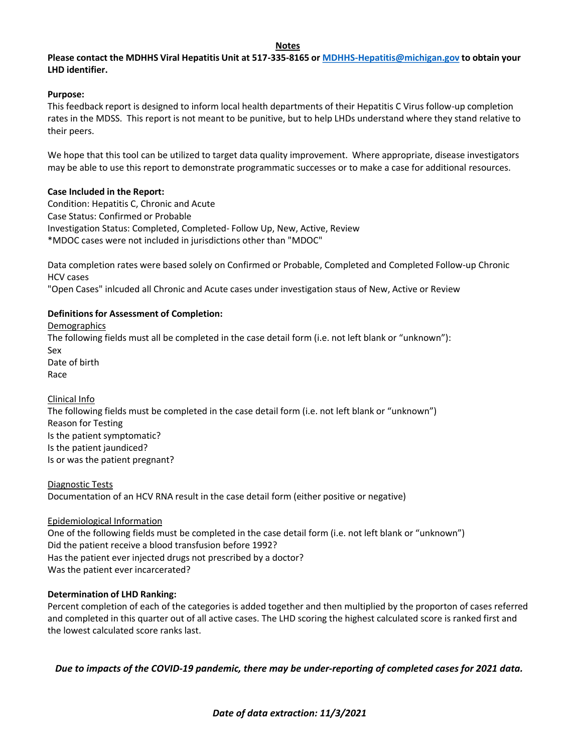## Notes

**Please contact the MDHHS Viral Hepatitis Unit at 517-335-8165 or [MDHHS-Hepatitis@michigan.gov](mailto:MDHHS-Hepatitis@michigan.gov) to obtain your LHD identifier.**

**Purpose:**

This feedback report is designed to inform local health departments of their Hepatitis C Virus follow-up completion rates in the MDSS. This report is not meant to be punitive, but to help LHDs understand where they stand relative to their peers.

We hope that this tool can be utilized to target data quality improvement. Where appropriate, disease investigators may be able to use this report to demonstrate programmatic successes or to make a case for additional resources.

**Case Included in the Report:**

Condition: Hepatitis C, Chronic and Acute
Case Status: Confirmed or Probable
Investigation Status: Completed, Completed- Follow Up, New, Active, Review
*MDOC cases were not included in jurisdictions other than "MDOC"

Data completion rates were based solely on Confirmed or Probable, Completed and Completed Follow-up Chronic HCV cases
"Open Cases" inlcuded all Chronic and Acute cases under investigation staus of New, Active or Review

**Definitions for Assessment of Completion:**

Demographics
The following fields must all be completed in the case detail form (i.e. not left blank or "unknown"):
Sex
Date of birth
Race

Clinical Info
The following fields must be completed in the case detail form (i.e. not left blank or "unknown")
Reason for Testing
Is the patient symptomatic?
Is the patient jaundiced?
Is or was the patient pregnant?

Diagnostic Tests
Documentation of an HCV RNA result in the case detail form (either positive or negative)

Epidemiological Information
One of the following fields must be completed in the case detail form (i.e. not left blank or "unknown")
Did the patient receive a blood transfusion before 1992?
Has the patient ever injected drugs not prescribed by a doctor?
Was the patient ever incarcerated?

**Determination of LHD Ranking:**

Percent completion of each of the categories is added together and then multiplied by the proporton of cases referred and completed in this quarter out of all active cases. The LHD scoring the highest calculated score is ranked first and the lowest calculated score ranks last.

***Due to impacts of the COVID-19 pandemic, there may be under-reporting of completed cases for 2021 data.***

***Date of data extraction: 11/3/2021***